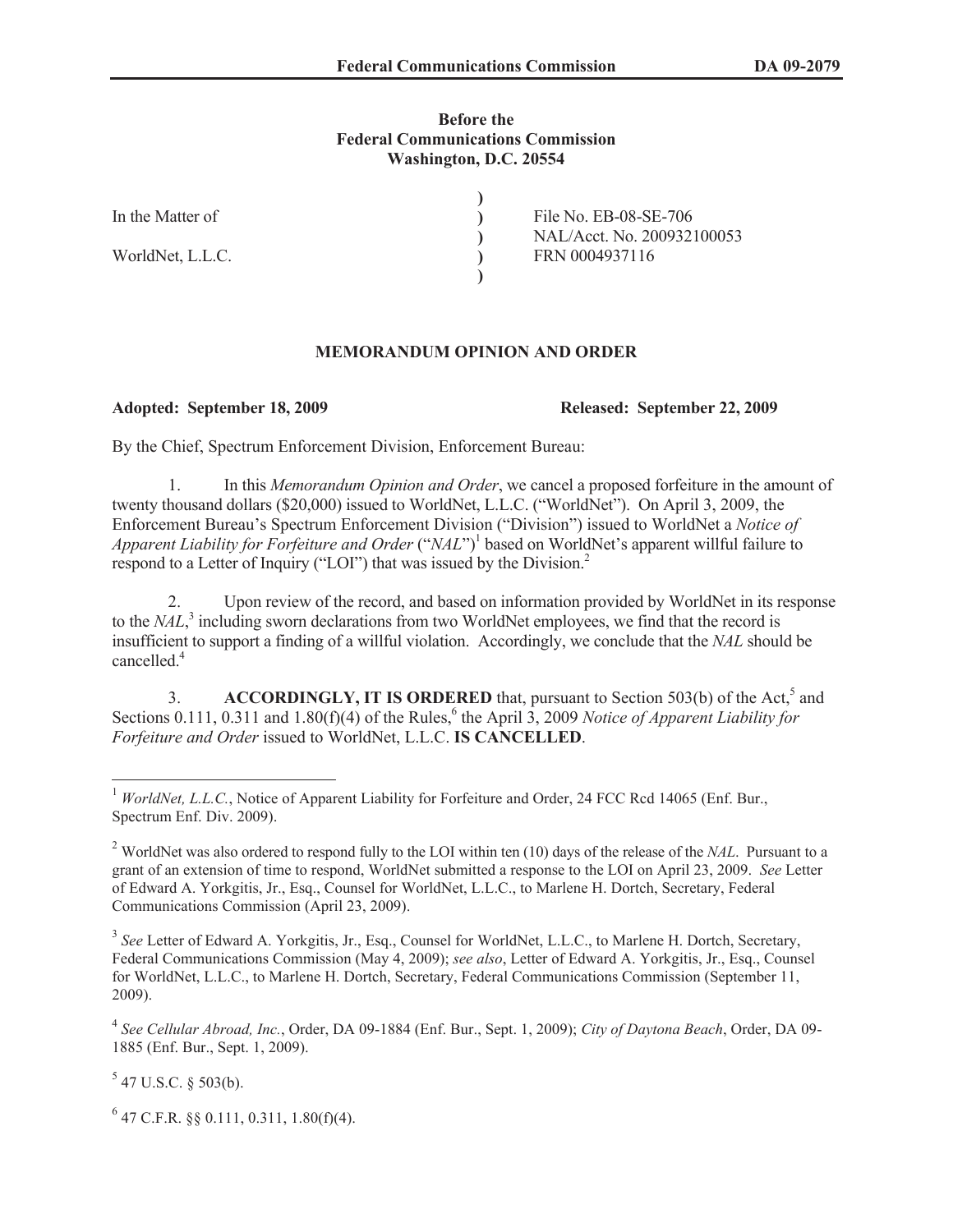**Before the**
**Federal Communications Commission**
**Washington, D.C. 20554**

| | | |
|---|---|---|
| In the Matter of | ) | File No. EB-08-SE-706 |
| | ) | NAL/Acct. No. 200932100053 |
| WorldNet, L.L.C. | ) | FRN 0004937116 |

## MEMORANDUM OPINION AND ORDER

**Adopted: September 18, 2009** **Released: September 22, 2009**

By the Chief, Spectrum Enforcement Division, Enforcement Bureau:

1. In this *Memorandum Opinion and Order*, we cancel a proposed forfeiture in the amount of twenty thousand dollars ($20,000) issued to WorldNet, L.L.C. ("WorldNet"). On April 3, 2009, the Enforcement Bureau's Spectrum Enforcement Division ("Division") issued to WorldNet a *Notice of Apparent Liability for Forfeiture and Order* ("*NAL*")[1] based on WorldNet's apparent willful failure to respond to a Letter of Inquiry ("LOI") that was issued by the Division.[2]

2. Upon review of the record, and based on information provided by WorldNet in its response to the *NAL*,[3] including sworn declarations from two WorldNet employees, we find that the record is insufficient to support a finding of a willful violation. Accordingly, we conclude that the *NAL* should be cancelled.[4]

3. **ACCORDINGLY, IT IS ORDERED** that, pursuant to Section 503(b) of the Act,[5] and Sections 0.111, 0.311 and 1.80(f)(4) of the Rules,[6] the April 3, 2009 *Notice of Apparent Liability for Forfeiture and Order* issued to WorldNet, L.L.C. **IS CANCELLED**.

---

[1] *WorldNet, L.L.C.*, Notice of Apparent Liability for Forfeiture and Order, 24 FCC Rcd 14065 (Enf. Bur., Spectrum Enf. Div. 2009).

[2] WorldNet was also ordered to respond fully to the LOI within ten (10) days of the release of the *NAL*. Pursuant to a grant of an extension of time to respond, WorldNet submitted a response to the LOI on April 23, 2009. *See* Letter of Edward A. Yorkgitis, Jr., Esq., Counsel for WorldNet, L.L.C., to Marlene H. Dortch, Secretary, Federal Communications Commission (April 23, 2009).

[3] *See* Letter of Edward A. Yorkgitis, Jr., Esq., Counsel for WorldNet, L.L.C., to Marlene H. Dortch, Secretary, Federal Communications Commission (May 4, 2009); *see also*, Letter of Edward A. Yorkgitis, Jr., Esq., Counsel for WorldNet, L.L.C., to Marlene H. Dortch, Secretary, Federal Communications Commission (September 11, 2009).

[4] *See Cellular Abroad, Inc.*, Order, DA 09-1884 (Enf. Bur., Sept. 1, 2009); *City of Daytona Beach*, Order, DA 09-1885 (Enf. Bur., Sept. 1, 2009).

[5] 47 U.S.C. § 503(b).

[6] 47 C.F.R. §§ 0.111, 0.311, 1.80(f)(4).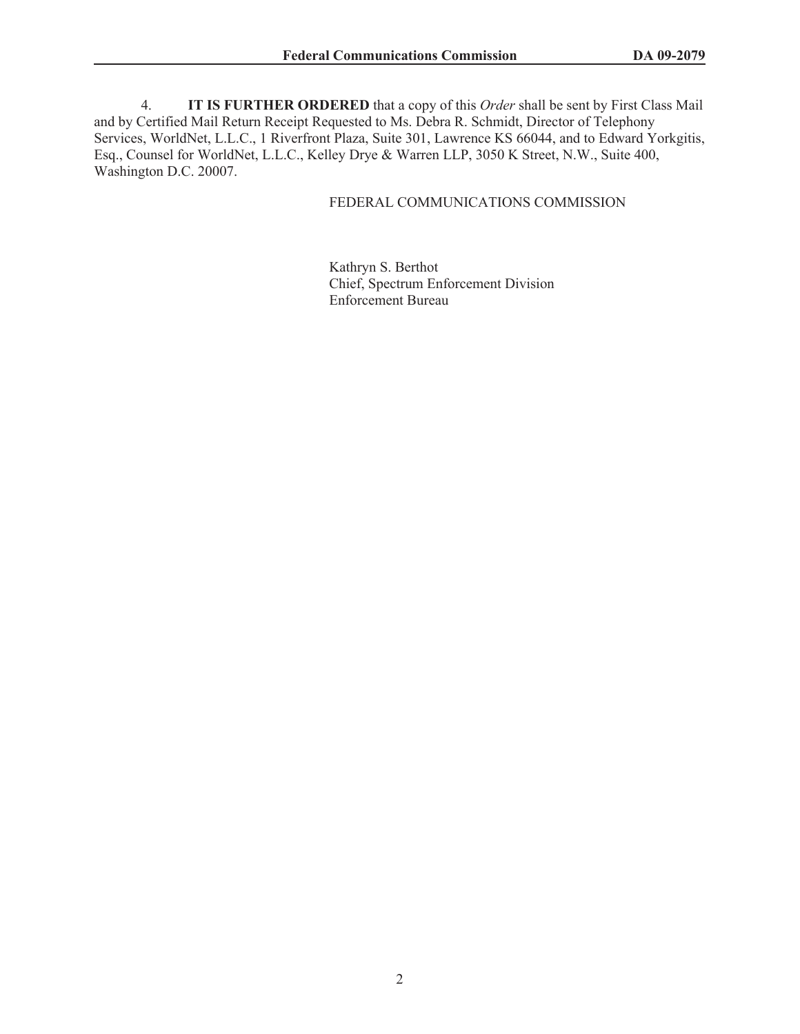4. **IT IS FURTHER ORDERED** that a copy of this *Order* shall be sent by First Class Mail and by Certified Mail Return Receipt Requested to Ms. Debra R. Schmidt, Director of Telephony Services, WorldNet, L.L.C., 1 Riverfront Plaza, Suite 301, Lawrence KS 66044, and to Edward Yorkgitis, Esq., Counsel for WorldNet, L.L.C., Kelley Drye & Warren LLP, 3050 K Street, N.W., Suite 400, Washington D.C. 20007.

FEDERAL COMMUNICATIONS COMMISSION

Kathryn S. Berthot
Chief, Spectrum Enforcement Division
Enforcement Bureau